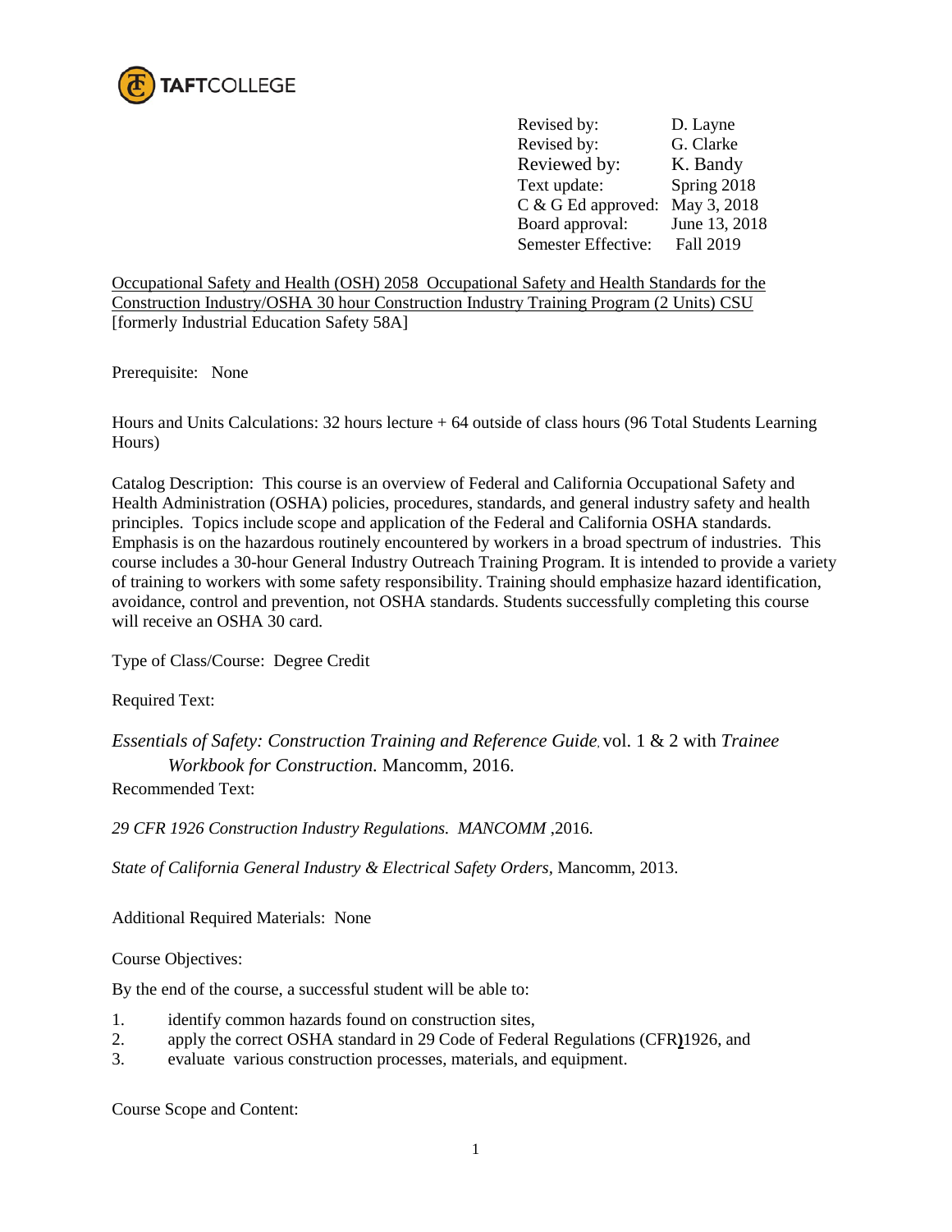TAFTCOLLEGE

| | |
|---|---|
| Revised by: | D. Layne |
| Revised by: | G. Clarke |
| Reviewed by: | K. Bandy |
| Text update: | Spring 2018 |
| C & G Ed approved: | May 3, 2018 |
| Board approval: | June 13, 2018 |
| Semester Effective: | Fall 2019 |

Occupational Safety and Health (OSH) 2058 Occupational Safety and Health Standards for the Construction Industry/OSHA 30 hour Construction Industry Training Program (2 Units) CSU [formerly Industrial Education Safety 58A]

Prerequisite: None

Hours and Units Calculations: 32 hours lecture + 64 outside of class hours (96 Total Students Learning Hours)

Catalog Description: This course is an overview of Federal and California Occupational Safety and Health Administration (OSHA) policies, procedures, standards, and general industry safety and health principles. Topics include scope and application of the Federal and California OSHA standards. Emphasis is on the hazardous routinely encountered by workers in a broad spectrum of industries. This course includes a 30-hour General Industry Outreach Training Program. It is intended to provide a variety of training to workers with some safety responsibility. Training should emphasize hazard identification, avoidance, control and prevention, not OSHA standards. Students successfully completing this course will receive an OSHA 30 card.

Type of Class/Course: Degree Credit

Required Text:

*Essentials of Safety: Construction Training and Reference Guide*, vol. 1 & 2 with *Trainee Workbook for Construction.* Mancomm, 2016.

Recommended Text:

*29 CFR 1926 Construction Industry Regulations. MANCOMM* ,2016.

*State of California General Industry & Electrical Safety Orders*, Mancomm, 2013.

Additional Required Materials: None

Course Objectives:

By the end of the course, a successful student will be able to:

1. identify common hazards found on construction sites,
2. apply the correct OSHA standard in 29 Code of Federal Regulations (CFR) 1926, and
3. evaluate various construction processes, materials, and equipment.

Course Scope and Content: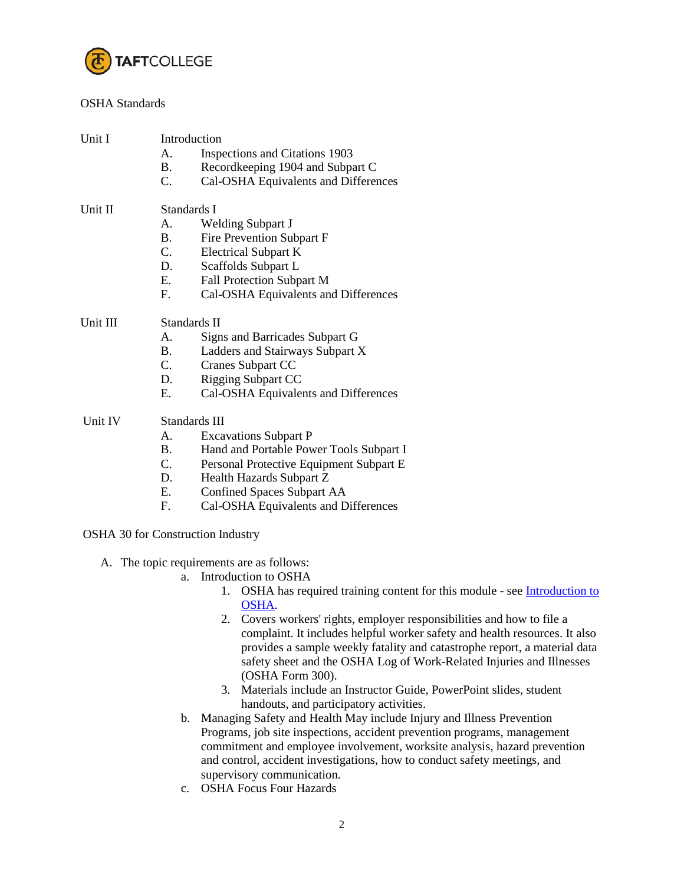OSHA Standards

Unit I — Introduction

- A. Inspections and Citations 1903
- B. Recordkeeping 1904 and Subpart C
- C. Cal-OSHA Equivalents and Differences

Unit II — Standards I

- A. Welding Subpart J
- B. Fire Prevention Subpart F
- C. Electrical Subpart K
- D. Scaffolds Subpart L
- E. Fall Protection Subpart M
- F. Cal-OSHA Equivalents and Differences

Unit III — Standards II

- A. Signs and Barricades Subpart G
- B. Ladders and Stairways Subpart X
- C. Cranes Subpart CC
- D. Rigging Subpart CC
- E. Cal-OSHA Equivalents and Differences

Unit IV — Standards III

- A. Excavations Subpart P
- B. Hand and Portable Power Tools Subpart I
- C. Personal Protective Equipment Subpart E
- D. Health Hazards Subpart Z
- E. Confined Spaces Subpart AA
- F. Cal-OSHA Equivalents and Differences

OSHA 30 for Construction Industry

A. The topic requirements are as follows:

- a. Introduction to OSHA
  1. OSHA has required training content for this module - see Introduction to OSHA.
  2. Covers workers' rights, employer responsibilities and how to file a complaint. It includes helpful worker safety and health resources. It also provides a sample weekly fatality and catastrophe report, a material data safety sheet and the OSHA Log of Work-Related Injuries and Illnesses (OSHA Form 300).
  3. Materials include an Instructor Guide, PowerPoint slides, student handouts, and participatory activities.
- b. Managing Safety and Health May include Injury and Illness Prevention Programs, job site inspections, accident prevention programs, management commitment and employee involvement, worksite analysis, hazard prevention and control, accident investigations, how to conduct safety meetings, and supervisory communication.
- c. OSHA Focus Four Hazards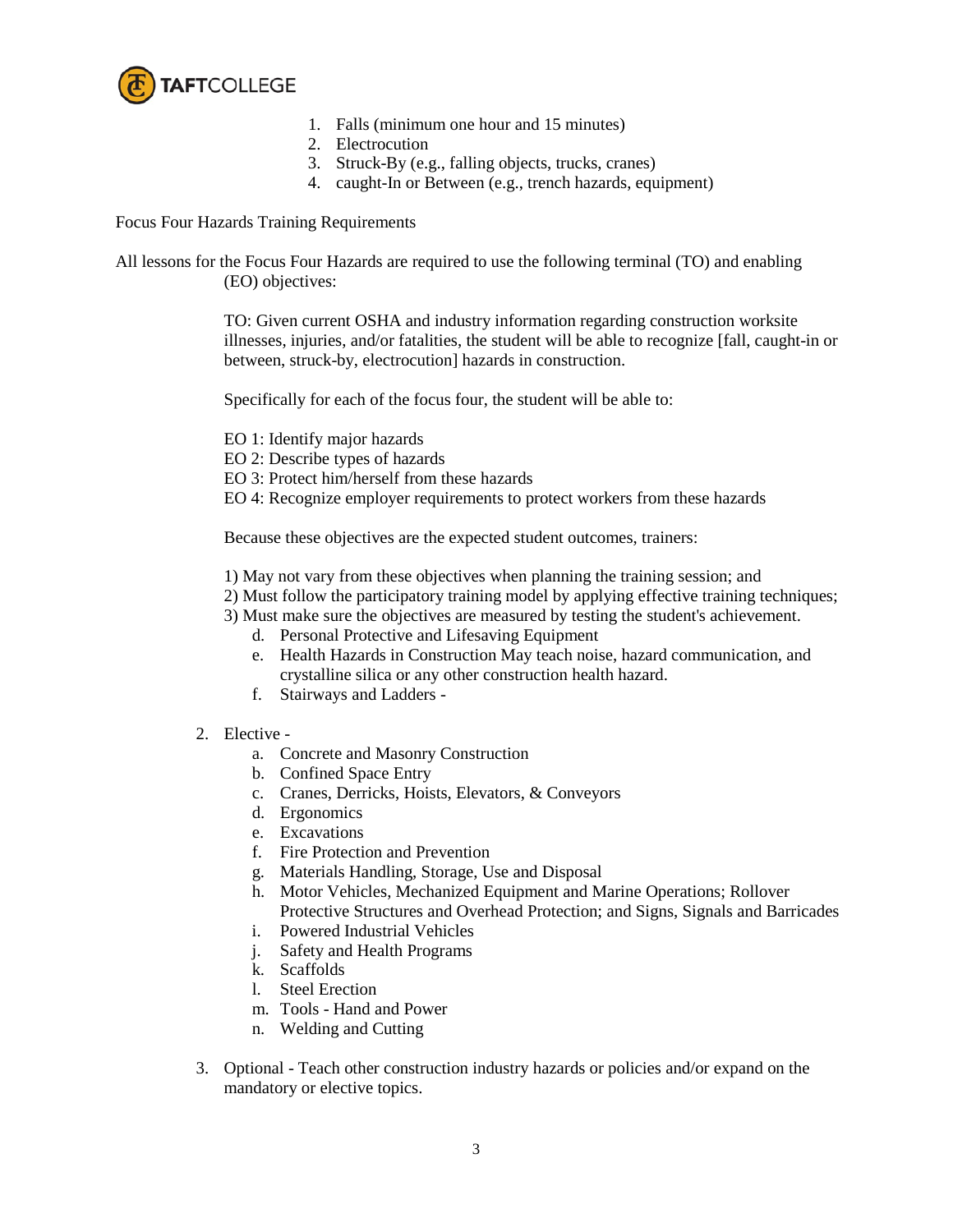1. Falls (minimum one hour and 15 minutes)
2. Electrocution
3. Struck-By (e.g., falling objects, trucks, cranes)
4. caught-In or Between (e.g., trench hazards, equipment)

Focus Four Hazards Training Requirements

All lessons for the Focus Four Hazards are required to use the following terminal (TO) and enabling (EO) objectives:

TO: Given current OSHA and industry information regarding construction worksite illnesses, injuries, and/or fatalities, the student will be able to recognize [fall, caught-in or between, struck-by, electrocution] hazards in construction.

Specifically for each of the focus four, the student will be able to:

EO 1: Identify major hazards
EO 2: Describe types of hazards
EO 3: Protect him/herself from these hazards
EO 4: Recognize employer requirements to protect workers from these hazards

Because these objectives are the expected student outcomes, trainers:

1) May not vary from these objectives when planning the training session; and
2) Must follow the participatory training model by applying effective training techniques;
3) Must make sure the objectives are measured by testing the student's achievement.

   d. Personal Protective and Lifesaving Equipment
   e. Health Hazards in Construction May teach noise, hazard communication, and crystalline silica or any other construction health hazard.
   f. Stairways and Ladders -

2. Elective -
   a. Concrete and Masonry Construction
   b. Confined Space Entry
   c. Cranes, Derricks, Hoists, Elevators, & Conveyors
   d. Ergonomics
   e. Excavations
   f. Fire Protection and Prevention
   g. Materials Handling, Storage, Use and Disposal
   h. Motor Vehicles, Mechanized Equipment and Marine Operations; Rollover Protective Structures and Overhead Protection; and Signs, Signals and Barricades
   i. Powered Industrial Vehicles
   j. Safety and Health Programs
   k. Scaffolds
   l. Steel Erection
   m. Tools - Hand and Power
   n. Welding and Cutting

3. Optional - Teach other construction industry hazards or policies and/or expand on the mandatory or elective topics.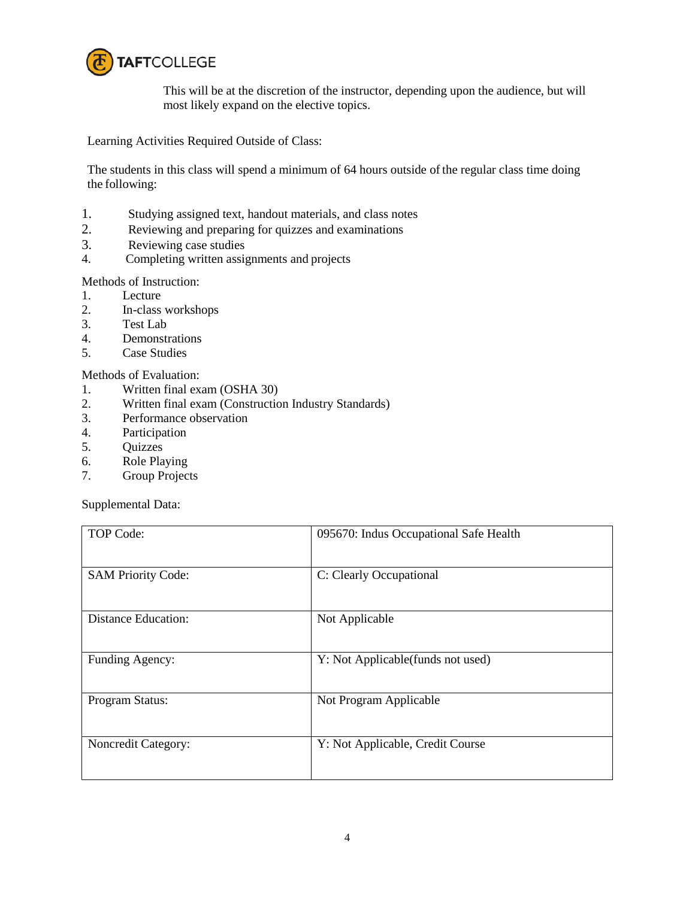This will be at the discretion of the instructor, depending upon the audience, but will most likely expand on the elective topics.

Learning Activities Required Outside of Class:

The students in this class will spend a minimum of 64 hours outside of the regular class time doing the following:

1. Studying assigned text, handout materials, and class notes
2. Reviewing and preparing for quizzes and examinations
3. Reviewing case studies
4. Completing written assignments and projects

Methods of Instruction:
1. Lecture
2. In-class workshops
3. Test Lab
4. Demonstrations
5. Case Studies

Methods of Evaluation:
1. Written final exam (OSHA 30)
2. Written final exam (Construction Industry Standards)
3. Performance observation
4. Participation
5. Quizzes
6. Role Playing
7. Group Projects

Supplemental Data:

| | |
|---|---|
| TOP Code: | 095670: Indus Occupational Safe Health |
| SAM Priority Code: | C: Clearly Occupational |
| Distance Education: | Not Applicable |
| Funding Agency: | Y: Not Applicable(funds not used) |
| Program Status: | Not Program Applicable |
| Noncredit Category: | Y: Not Applicable, Credit Course |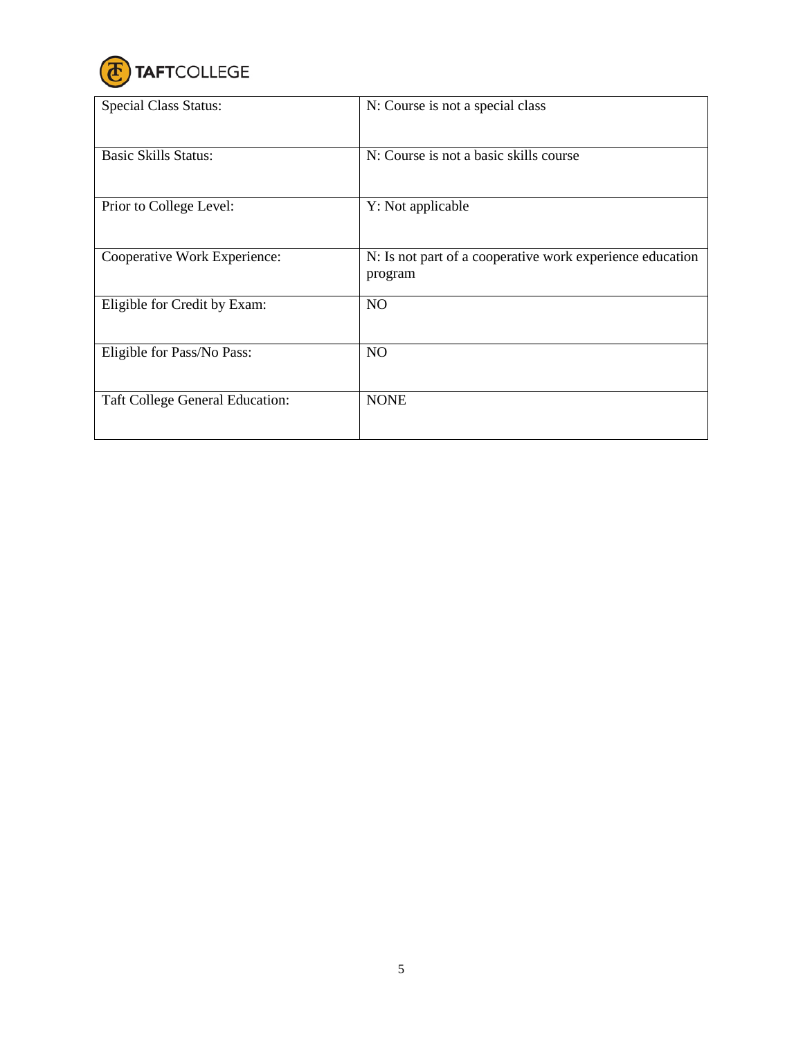| | |
|---|---|
| Special Class Status: | N: Course is not a special class |
| Basic Skills Status: | N: Course is not a basic skills course |
| Prior to College Level: | Y: Not applicable |
| Cooperative Work Experience: | N: Is not part of a cooperative work experience education program |
| Eligible for Credit by Exam: | NO |
| Eligible for Pass/No Pass: | NO |
| Taft College General Education: | NONE |